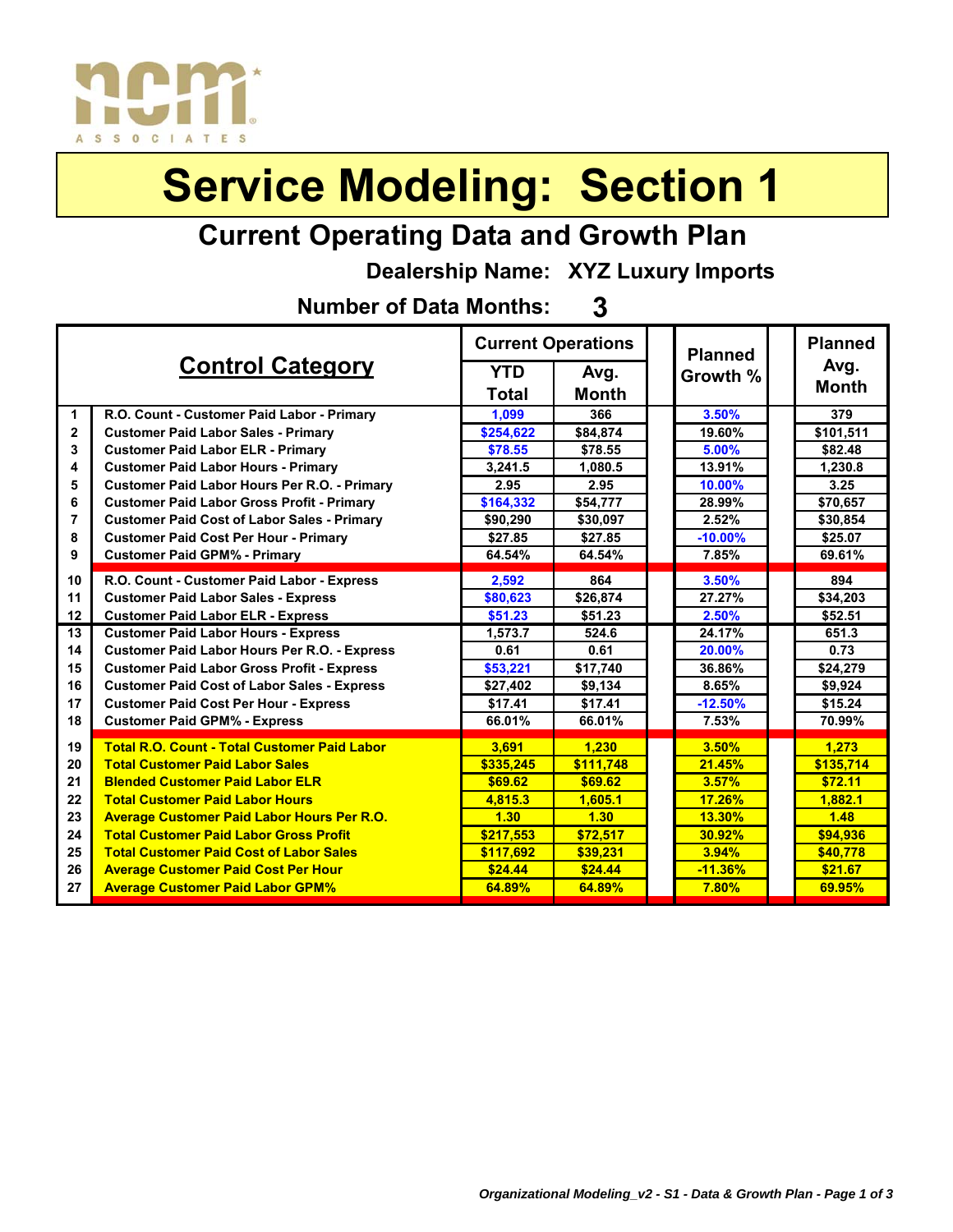# Service Modeling: Section 1

## Current Operating Data and Growth Plan

**Dealership Name: XYZ Luxury Imports**

**Number of Data Months: 3**

| | Control Category | Current Operations YTD Total | Current Operations Avg. Month | Planned Growth % | Planned Avg. Month |
|---|---|---|---|---|---|
| 1 | R.O. Count - Customer Paid Labor - Primary | 1,099 | 366 | 3.50% | 379 |
| 2 | Customer Paid Labor Sales - Primary | $254,622 | $84,874 | 19.60% | $101,511 |
| 3 | Customer Paid Labor ELR - Primary | $78.55 | $78.55 | 5.00% | $82.48 |
| 4 | Customer Paid Labor Hours - Primary | 3,241.5 | 1,080.5 | 13.91% | 1,230.8 |
| 5 | Customer Paid Labor Hours Per R.O. - Primary | 2.95 | 2.95 | 10.00% | 3.25 |
| 6 | Customer Paid Labor Gross Profit - Primary | $164,332 | $54,777 | 28.99% | $70,657 |
| 7 | Customer Paid Cost of Labor Sales - Primary | $90,290 | $30,097 | 2.52% | $30,854 |
| 8 | Customer Paid Cost Per Hour - Primary | $27.85 | $27.85 | -10.00% | $25.07 |
| 9 | Customer Paid GPM% - Primary | 64.54% | 64.54% | 7.85% | 69.61% |
| 10 | R.O. Count - Customer Paid Labor - Express | 2,592 | 864 | 3.50% | 894 |
| 11 | Customer Paid Labor Sales - Express | $80,623 | $26,874 | 27.27% | $34,203 |
| 12 | Customer Paid Labor ELR - Express | $51.23 | $51.23 | 2.50% | $52.51 |
| 13 | Customer Paid Labor Hours - Express | 1,573.7 | 524.6 | 24.17% | 651.3 |
| 14 | Customer Paid Labor Hours Per R.O. - Express | 0.61 | 0.61 | 20.00% | 0.73 |
| 15 | Customer Paid Labor Gross Profit - Express | $53,221 | $17,740 | 36.86% | $24,279 |
| 16 | Customer Paid Cost of Labor Sales - Express | $27,402 | $9,134 | 8.65% | $9,924 |
| 17 | Customer Paid Cost Per Hour - Express | $17.41 | $17.41 | -12.50% | $15.24 |
| 18 | Customer Paid GPM% - Express | 66.01% | 66.01% | 7.53% | 70.99% |
| 19 | **Total R.O. Count - Total Customer Paid Labor** | **3,691** | **1,230** | **3.50%** | **1,273** |
| 20 | **Total Customer Paid Labor Sales** | **$335,245** | **$111,748** | **21.45%** | **$135,714** |
| 21 | **Blended Customer Paid Labor ELR** | **$69.62** | **$69.62** | **3.57%** | **$72.11** |
| 22 | **Total Customer Paid Labor Hours** | **4,815.3** | **1,605.1** | **17.26%** | **1,882.1** |
| 23 | **Average Customer Paid Labor Hours Per R.O.** | **1.30** | **1.30** | **13.30%** | **1.48** |
| 24 | **Total Customer Paid Labor Gross Profit** | **$217,553** | **$72,517** | **30.92%** | **$94,936** |
| 25 | **Total Customer Paid Cost of Labor Sales** | **$117,692** | **$39,231** | **3.94%** | **$40,778** |
| 26 | **Average Customer Paid Cost Per Hour** | **$24.44** | **$24.44** | **-11.36%** | **$21.67** |
| 27 | **Average Customer Paid Labor GPM%** | **64.89%** | **64.89%** | **7.80%** | **69.95%** |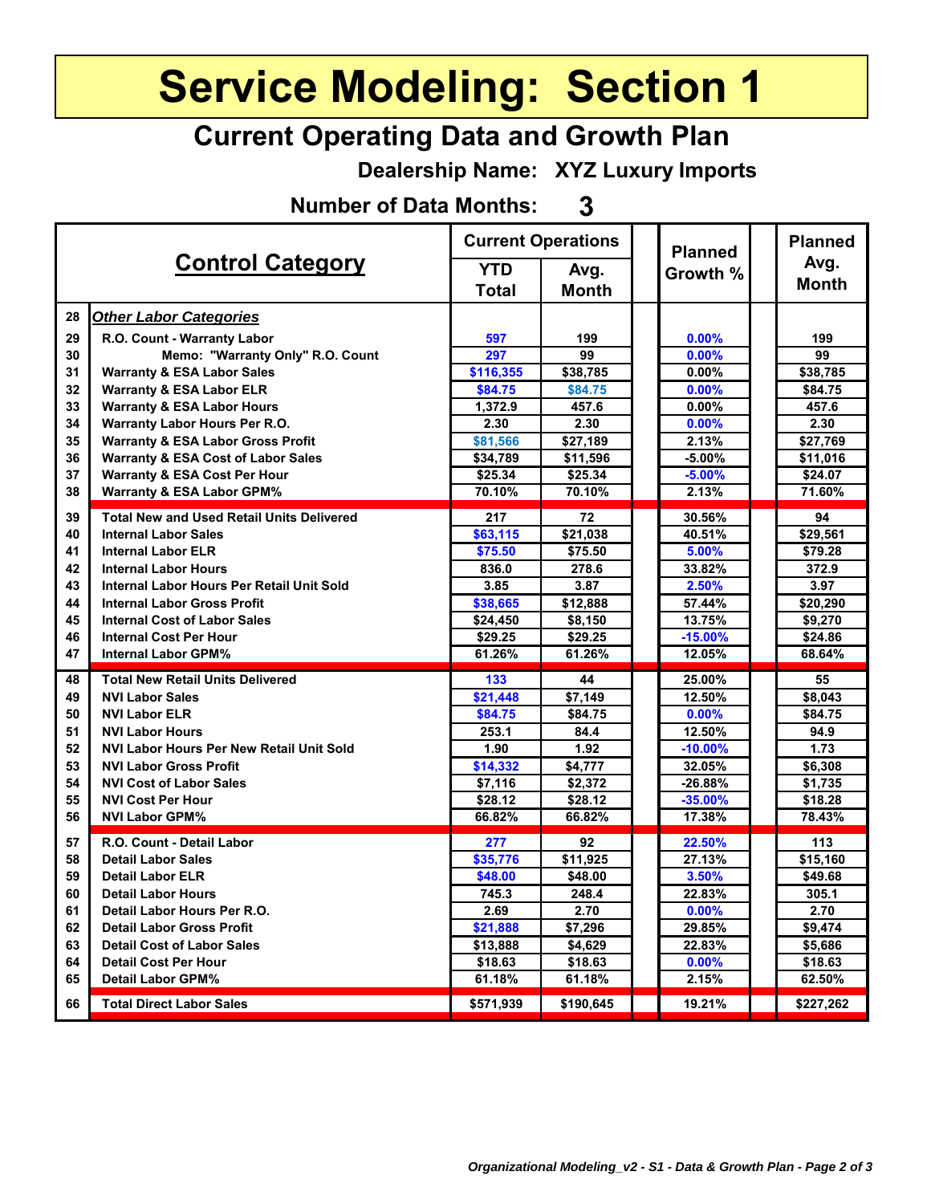# Service Modeling: Section 1

## Current Operating Data and Growth Plan

**Dealership Name: XYZ Luxury Imports**

**Number of Data Months: 3**

| | Control Category | Current Operations YTD Total | Current Operations Avg. Month | Planned Growth % | Planned Avg. Month |
|---|---|---|---|---|---|
| 28 | ***Other Labor Categories*** | | | | |
| 29 | R.O. Count - Warranty Labor | 597 | 199 | 0.00% | 199 |
| 30 | Memo: "Warranty Only" R.O. Count | 297 | 99 | 0.00% | 99 |
| 31 | Warranty & ESA Labor Sales | $116,355 | $38,785 | 0.00% | $38,785 |
| 32 | Warranty & ESA Labor ELR | $84.75 | $84.75 | 0.00% | $84.75 |
| 33 | Warranty & ESA Labor Hours | 1,372.9 | 457.6 | 0.00% | 457.6 |
| 34 | Warranty Labor Hours Per R.O. | 2.30 | 2.30 | 0.00% | 2.30 |
| 35 | Warranty & ESA Labor Gross Profit | $81,566 | $27,189 | 2.13% | $27,769 |
| 36 | Warranty & ESA Cost of Labor Sales | $34,789 | $11,596 | -5.00% | $11,016 |
| 37 | Warranty & ESA Cost Per Hour | $25.34 | $25.34 | -5.00% | $24.07 |
| 38 | Warranty & ESA Labor GPM% | 70.10% | 70.10% | 2.13% | 71.60% |
| 39 | Total New and Used Retail Units Delivered | 217 | 72 | 30.56% | 94 |
| 40 | Internal Labor Sales | $63,115 | $21,038 | 40.51% | $29,561 |
| 41 | Internal Labor ELR | $75.50 | $75.50 | 5.00% | $79.28 |
| 42 | Internal Labor Hours | 836.0 | 278.6 | 33.82% | 372.9 |
| 43 | Internal Labor Hours Per Retail Unit Sold | 3.85 | 3.87 | 2.50% | 3.97 |
| 44 | Internal Labor Gross Profit | $38,665 | $12,888 | 57.44% | $20,290 |
| 45 | Internal Cost of Labor Sales | $24,450 | $8,150 | 13.75% | $9,270 |
| 46 | Internal Cost Per Hour | $29.25 | $29.25 | -15.00% | $24.86 |
| 47 | Internal Labor GPM% | 61.26% | 61.26% | 12.05% | 68.64% |
| 48 | Total New Retail Units Delivered | 133 | 44 | 25.00% | 55 |
| 49 | NVI Labor Sales | $21,448 | $7,149 | 12.50% | $8,043 |
| 50 | NVI Labor ELR | $84.75 | $84.75 | 0.00% | $84.75 |
| 51 | NVI Labor Hours | 253.1 | 84.4 | 12.50% | 94.9 |
| 52 | NVI Labor Hours Per New Retail Unit Sold | 1.90 | 1.92 | -10.00% | 1.73 |
| 53 | NVI Labor Gross Profit | $14,332 | $4,777 | 32.05% | $6,308 |
| 54 | NVI Cost of Labor Sales | $7,116 | $2,372 | -26.88% | $1,735 |
| 55 | NVI Cost Per Hour | $28.12 | $28.12 | -35.00% | $18.28 |
| 56 | NVI Labor GPM% | 66.82% | 66.82% | 17.38% | 78.43% |
| 57 | R.O. Count - Detail Labor | 277 | 92 | 22.50% | 113 |
| 58 | Detail Labor Sales | $35,776 | $11,925 | 27.13% | $15,160 |
| 59 | Detail Labor ELR | $48.00 | $48.00 | 3.50% | $49.68 |
| 60 | Detail Labor Hours | 745.3 | 248.4 | 22.83% | 305.1 |
| 61 | Detail Labor Hours Per R.O. | 2.69 | 2.70 | 0.00% | 2.70 |
| 62 | Detail Labor Gross Profit | $21,888 | $7,296 | 29.85% | $9,474 |
| 63 | Detail Cost of Labor Sales | $13,888 | $4,629 | 22.83% | $5,686 |
| 64 | Detail Cost Per Hour | $18.63 | $18.63 | 0.00% | $18.63 |
| 65 | Detail Labor GPM% | 61.18% | 61.18% | 2.15% | 62.50% |
| 66 | Total Direct Labor Sales | $571,939 | $190,645 | 19.21% | $227,262 |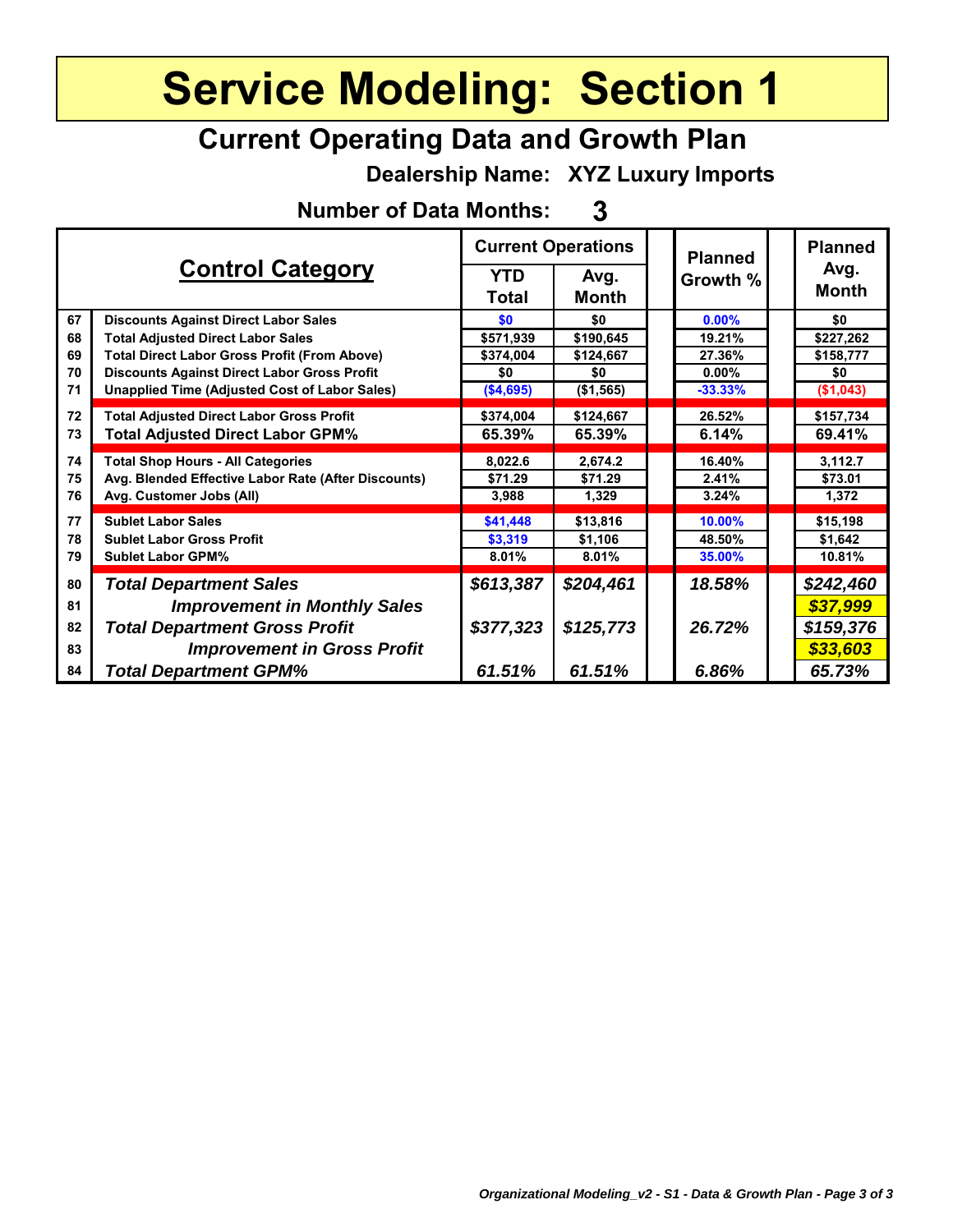# Service Modeling: Section 1

## Current Operating Data and Growth Plan

**Dealership Name: XYZ Luxury Imports**

**Number of Data Months: 3**

| | Control Category | Current Operations | | Planned Growth % | Planned Avg. Month |
|---|---|---|---|---|---|
| | | YTD Total | Avg. Month | | |
| 67 | Discounts Against Direct Labor Sales | $0 | $0 | 0.00% | $0 |
| 68 | Total Adjusted Direct Labor Sales | $571,939 | $190,645 | 19.21% | $227,262 |
| 69 | Total Direct Labor Gross Profit (From Above) | $374,004 | $124,667 | 27.36% | $158,777 |
| 70 | Discounts Against Direct Labor Gross Profit | $0 | $0 | 0.00% | $0 |
| 71 | Unapplied Time (Adjusted Cost of Labor Sales) | ($4,695) | ($1,565) | -33.33% | ($1,043) |
| 72 | Total Adjusted Direct Labor Gross Profit | $374,004 | $124,667 | 26.52% | $157,734 |
| 73 | Total Adjusted Direct Labor GPM% | 65.39% | 65.39% | 6.14% | 69.41% |
| 74 | Total Shop Hours - All Categories | 8,022.6 | 2,674.2 | 16.40% | 3,112.7 |
| 75 | Avg. Blended Effective Labor Rate (After Discounts) | $71.29 | $71.29 | 2.41% | $73.01 |
| 76 | Avg. Customer Jobs (All) | 3,988 | 1,329 | 3.24% | 1,372 |
| 77 | Sublet Labor Sales | $41,448 | $13,816 | 10.00% | $15,198 |
| 78 | Sublet Labor Gross Profit | $3,319 | $1,106 | 48.50% | $1,642 |
| 79 | Sublet Labor GPM% | 8.01% | 8.01% | 35.00% | 10.81% |
| 80 | ***Total Department Sales*** | ***$613,387*** | ***$204,461*** | ***18.58%*** | ***$242,460*** |
| 81 | ***Improvement in Monthly Sales*** | | | | ***$37,999*** |
| 82 | ***Total Department Gross Profit*** | ***$377,323*** | ***$125,773*** | ***26.72%*** | ***$159,376*** |
| 83 | ***Improvement in Gross Profit*** | | | | ***$33,603*** |
| 84 | ***Total Department GPM%*** | ***61.51%*** | ***61.51%*** | ***6.86%*** | ***65.73%*** |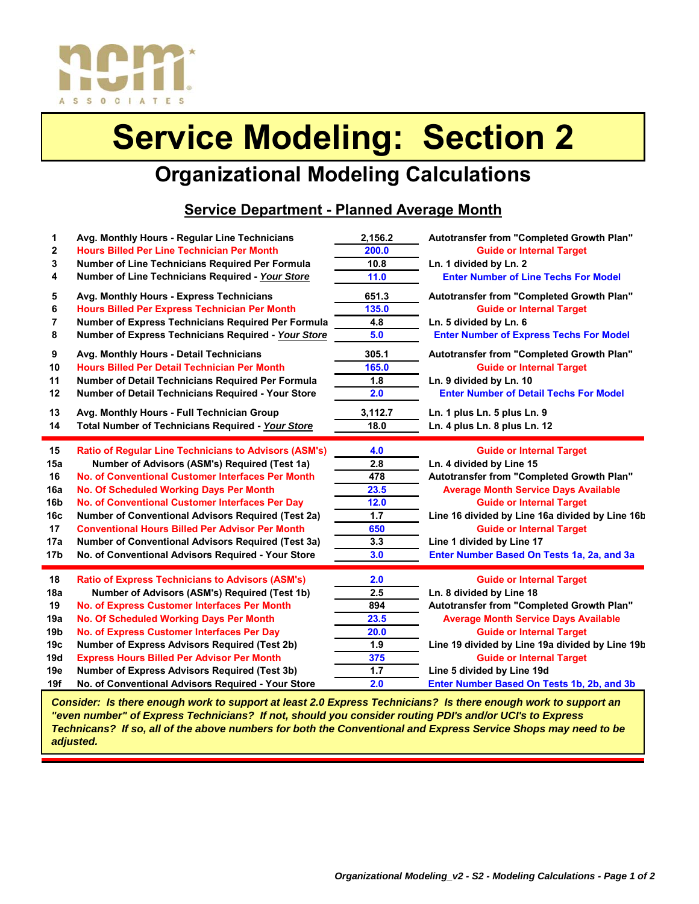# Service Modeling: Section 2

## Organizational Modeling Calculations

### Service Department - Planned Average Month

| Line | Description | Value | Source / Formula |
|---|---|---|---|
| 1 | Avg. Monthly Hours - Regular Line Technicians | 2,156.2 | Autotransfer from "Completed Growth Plan" |
| 2 | Hours Billed Per Line Technician Per Month | 200.0 | Guide or Internal Target |
| 3 | Number of Line Technicians Required Per Formula | 10.8 | Ln. 1 divided by Ln. 2 |
| 4 | Number of Line Technicians Required - *Your Store* | 11.0 | Enter Number of Line Techs For Model |
| 5 | Avg. Monthly Hours - Express Technicians | 651.3 | Autotransfer from "Completed Growth Plan" |
| 6 | Hours Billed Per Express Technician Per Month | 135.0 | Guide or Internal Target |
| 7 | Number of Express Technicians Required Per Formula | 4.8 | Ln. 5 divided by Ln. 6 |
| 8 | Number of Express Technicians Required - *Your Store* | 5.0 | Enter Number of Express Techs For Model |
| 9 | Avg. Monthly Hours - Detail Technicians | 305.1 | Autotransfer from "Completed Growth Plan" |
| 10 | Hours Billed Per Detail Technician Per Month | 165.0 | Guide or Internal Target |
| 11 | Number of Detail Technicians Required Per Formula | 1.8 | Ln. 9 divided by Ln. 10 |
| 12 | Number of Detail Technicians Required - Your Store | 2.0 | Enter Number of Detail Techs For Model |
| 13 | Avg. Monthly Hours - Full Technician Group | 3,112.7 | Ln. 1 plus Ln. 5 plus Ln. 9 |
| 14 | Total Number of Technicians Required - *Your Store* | 18.0 | Ln. 4 plus Ln. 8 plus Ln. 12 |
| 15 | Ratio of Regular Line Technicians to Advisors (ASM's) | 4.0 | Guide or Internal Target |
| 15a | Number of Advisors (ASM's) Required (Test 1a) | 2.8 | Ln. 4 divided by Line 15 |
| 16 | No. of Conventional Customer Interfaces Per Month | 478 | Autotransfer from "Completed Growth Plan" |
| 16a | No. Of Scheduled Working Days Per Month | 23.5 | Average Month Service Days Available |
| 16b | No. of Conventional Customer Interfaces Per Day | 12.0 | Guide or Internal Target |
| 16c | Number of Conventional Advisors Required (Test 2a) | 1.7 | Line 16 divided by Line 16a divided by Line 16b |
| 17 | Conventional Hours Billed Per Advisor Per Month | 650 | Guide or Internal Target |
| 17a | Number of Conventional Advisors Required (Test 3a) | 3.3 | Line 1 divided by Line 17 |
| 17b | No. of Conventional Advisors Required - Your Store | 3.0 | Enter Number Based On Tests 1a, 2a, and 3a |
| 18 | Ratio of Express Technicians to Advisors (ASM's) | 2.0 | Guide or Internal Target |
| 18a | Number of Advisors (ASM's) Required (Test 1b) | 2.5 | Ln. 8 divided by Line 18 |
| 19 | No. of Express Customer Interfaces Per Month | 894 | Autotransfer from "Completed Growth Plan" |
| 19a | No. Of Scheduled Working Days Per Month | 23.5 | Average Month Service Days Available |
| 19b | No. of Express Customer Interfaces Per Day | 20.0 | Guide or Internal Target |
| 19c | Number of Express Advisors Required (Test 2b) | 1.9 | Line 19 divided by Line 19a divided by Line 19b |
| 19d | Express Hours Billed Per Advisor Per Month | 375 | Guide or Internal Target |
| 19e | Number of Express Advisors Required (Test 3b) | 1.7 | Line 5 divided by Line 19d |
| 19f | No. of Conventional Advisors Required - Your Store | 2.0 | Enter Number Based On Tests 1b, 2b, and 3b |

***Consider: Is there enough work to support at least 2.0 Express Technicians? Is there enough work to support an "even number" of Express Technicians? If not, should you consider routing PDI's and/or UCI's to Express Technicans? If so, all of the above numbers for both the Conventional and Express Service Shops may need to be adjusted.***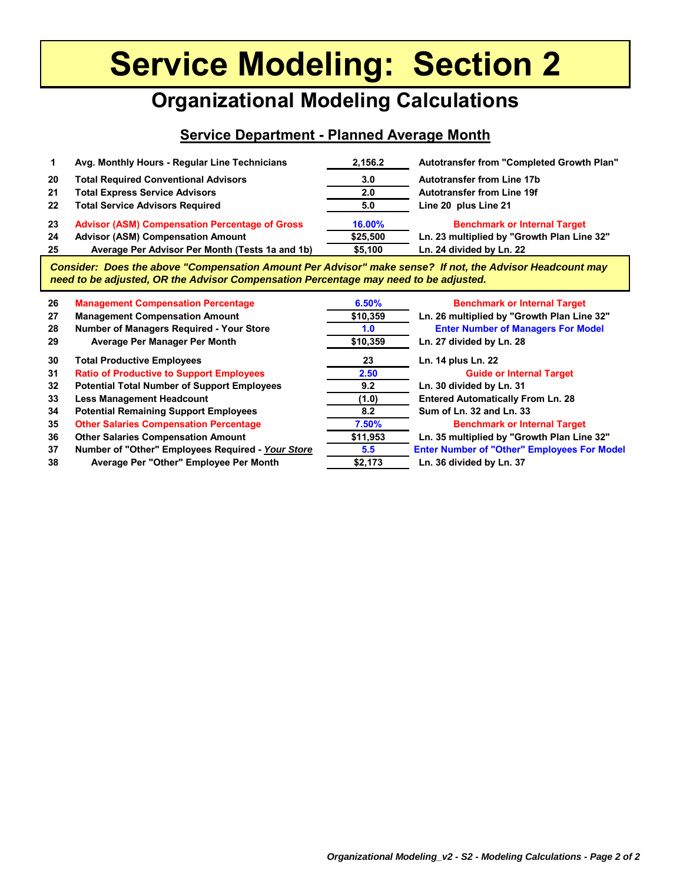# Service Modeling:  Section 2

## Organizational Modeling Calculations

### Service Department - Planned Average Month

| Line | Description | Value | Source / Note |
|---|---|---|---|
| 1 | **Avg. Monthly Hours - Regular Line Technicians** | 2,156.2 | Autotransfer from "Completed Growth Plan" |
| 20 | **Total Required Conventional Advisors** | 3.0 | Autotransfer from Line 17b |
| 21 | **Total Express Service Advisors** | 2.0 | Autotransfer from Line 19f |
| 22 | **Total Service Advisors Required** | 5.0 | Line 20  plus Line 21 |
| 23 | **Advisor (ASM) Compensation Percentage of Gross** | 16.00% | Benchmark or Internal Target |
| 24 | **Advisor (ASM) Compensation Amount** | $25,500 | Ln. 23 multiplied by "Growth Plan Line 32" |
| 25 | **Average Per Advisor Per Month (Tests 1a and 1b)** | $5,100 | Ln. 24 divided by Ln. 22 |

***Consider:  Does the above "Compensation Amount Per Advisor" make sense?  If not, the Advisor Headcount may need to be adjusted, OR the Advisor Compensation Percentage may need to be adjusted.***

| Line | Description | Value | Source / Note |
|---|---|---|---|
| 26 | **Management Compensation Percentage** | 6.50% | Benchmark or Internal Target |
| 27 | **Management Compensation Amount** | $10,359 | Ln. 26 multiplied by "Growth Plan Line 32" |
| 28 | **Number of Managers Required - Your Store** | 1.0 | Enter Number of Managers For Model |
| 29 | **Average Per Manager Per Month** | $10,359 | Ln. 27 divided by Ln. 28 |
| 30 | **Total Productive Employees** | 23 | Ln. 14 plus Ln. 22 |
| 31 | **Ratio of Productive to Support Employees** | 2.50 | Guide or Internal Target |
| 32 | **Potential Total Number of Support Employees** | 9.2 | Ln. 30 divided by Ln. 31 |
| 33 | **Less Management Headcount** | (1.0) | Entered Automatically From Ln. 28 |
| 34 | **Potential Remaining Support Employees** | 8.2 | Sum of Ln. 32 and Ln. 33 |
| 35 | **Other Salaries Compensation Percentage** | 7.50% | Benchmark or Internal Target |
| 36 | **Other Salaries Compensation Amount** | $11,953 | Ln. 35 multiplied by "Growth Plan Line 32" |
| 37 | **Number of "Other" Employees Required - *Your Store*** | 5.5 | Enter Number of "Other" Employees For Model |
| 38 | **Average Per "Other" Employee Per Month** | $2,173 | Ln. 36 divided by Ln. 37 |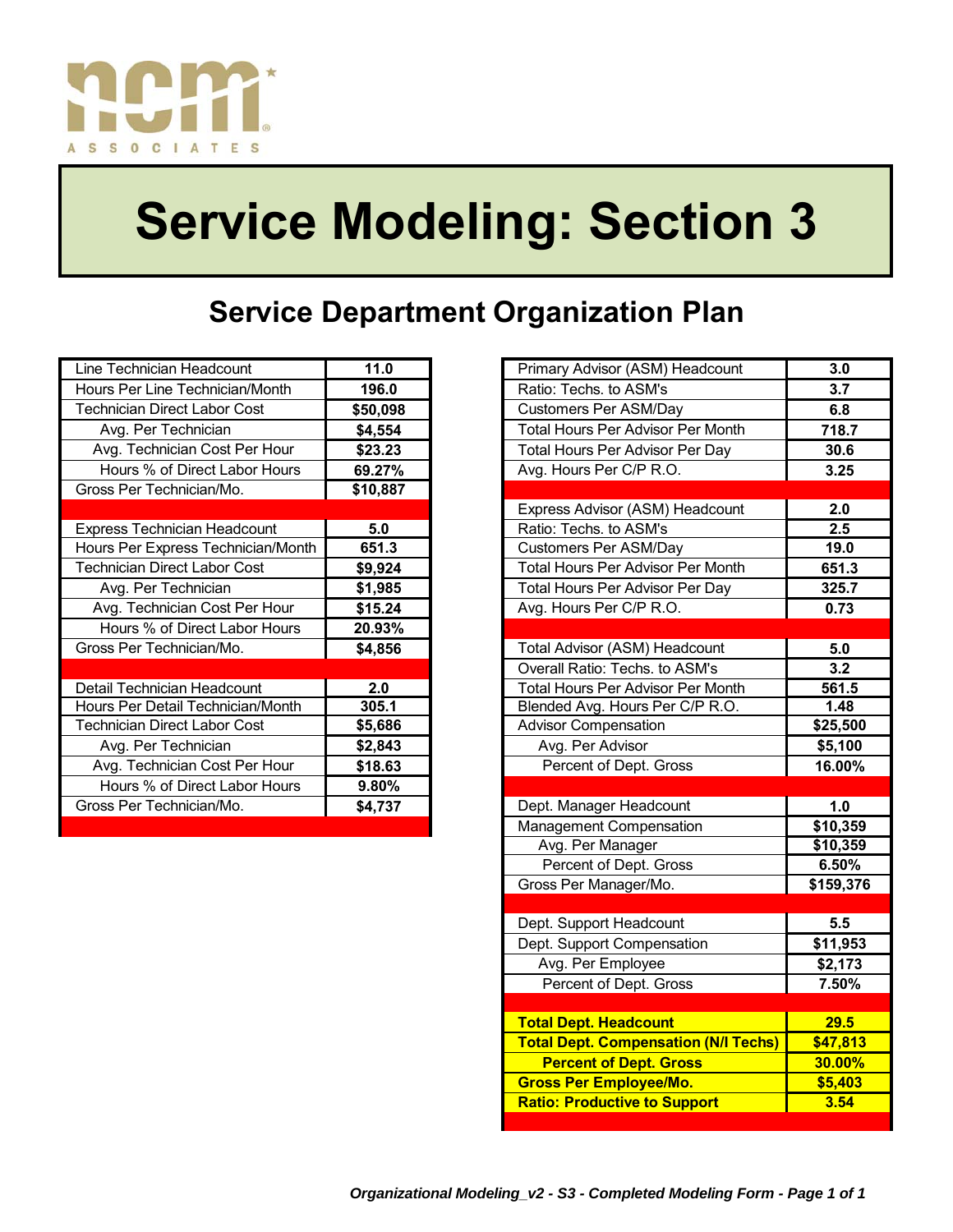# Service Modeling: Section 3

## Service Department Organization Plan

| | |
|---|---|
| Line Technician Headcount | 11.0 |
| Hours Per Line Technician/Month | 196.0 |
| Technician Direct Labor Cost | $50,098 |
| Avg. Per Technician | $4,554 |
| Avg. Technician Cost Per Hour | $23.23 |
| Hours % of Direct Labor Hours | 69.27% |
| Gross Per Technician/Mo. | $10,887 |
| | |
| Express Technician Headcount | 5.0 |
| Hours Per Express Technician/Month | 651.3 |
| Technician Direct Labor Cost | $9,924 |
| Avg. Per Technician | $1,985 |
| Avg. Technician Cost Per Hour | $15.24 |
| Hours % of Direct Labor Hours | 20.93% |
| Gross Per Technician/Mo. | $4,856 |
| | |
| Detail Technician Headcount | 2.0 |
| Hours Per Detail Technician/Month | 305.1 |
| Technician Direct Labor Cost | $5,686 |
| Avg. Per Technician | $2,843 |
| Avg. Technician Cost Per Hour | $18.63 |
| Hours % of Direct Labor Hours | 9.80% |
| Gross Per Technician/Mo. | $4,737 |

| | |
|---|---|
| Primary Advisor (ASM) Headcount | 3.0 |
| Ratio: Techs. to ASM's | 3.7 |
| Customers Per ASM/Day | 6.8 |
| Total Hours Per Advisor Per Month | 718.7 |
| Total Hours Per Advisor Per Day | 30.6 |
| Avg. Hours Per C/P R.O. | 3.25 |
| | |
| Express Advisor (ASM) Headcount | 2.0 |
| Ratio: Techs. to ASM's | 2.5 |
| Customers Per ASM/Day | 19.0 |
| Total Hours Per Advisor Per Month | 651.3 |
| Total Hours Per Advisor Per Day | 325.7 |
| Avg. Hours Per C/P R.O. | 0.73 |
| | |
| Total Advisor (ASM) Headcount | 5.0 |
| Overall Ratio: Techs. to ASM's | 3.2 |
| Total Hours Per Advisor Per Month | 561.5 |
| Blended Avg. Hours Per C/P R.O. | 1.48 |
| Advisor Compensation | $25,500 |
| Avg. Per Advisor | $5,100 |
| Percent of Dept. Gross | 16.00% |
| | |
| Dept. Manager Headcount | 1.0 |
| Management Compensation | $10,359 |
| Avg. Per Manager | $10,359 |
| Percent of Dept. Gross | 6.50% |
| Gross Per Manager/Mo. | $159,376 |
| | |
| Dept. Support Headcount | 5.5 |
| Dept. Support Compensation | $11,953 |
| Avg. Per Employee | $2,173 |
| Percent of Dept. Gross | 7.50% |
| | |
| **Total Dept. Headcount** | **29.5** |
| **Total Dept. Compensation (N/I Techs)** | **$47,813** |
| **Percent of Dept. Gross** | **30.00%** |
| **Gross Per Employee/Mo.** | **$5,403** |
| **Ratio: Productive to Support** | **3.54** |